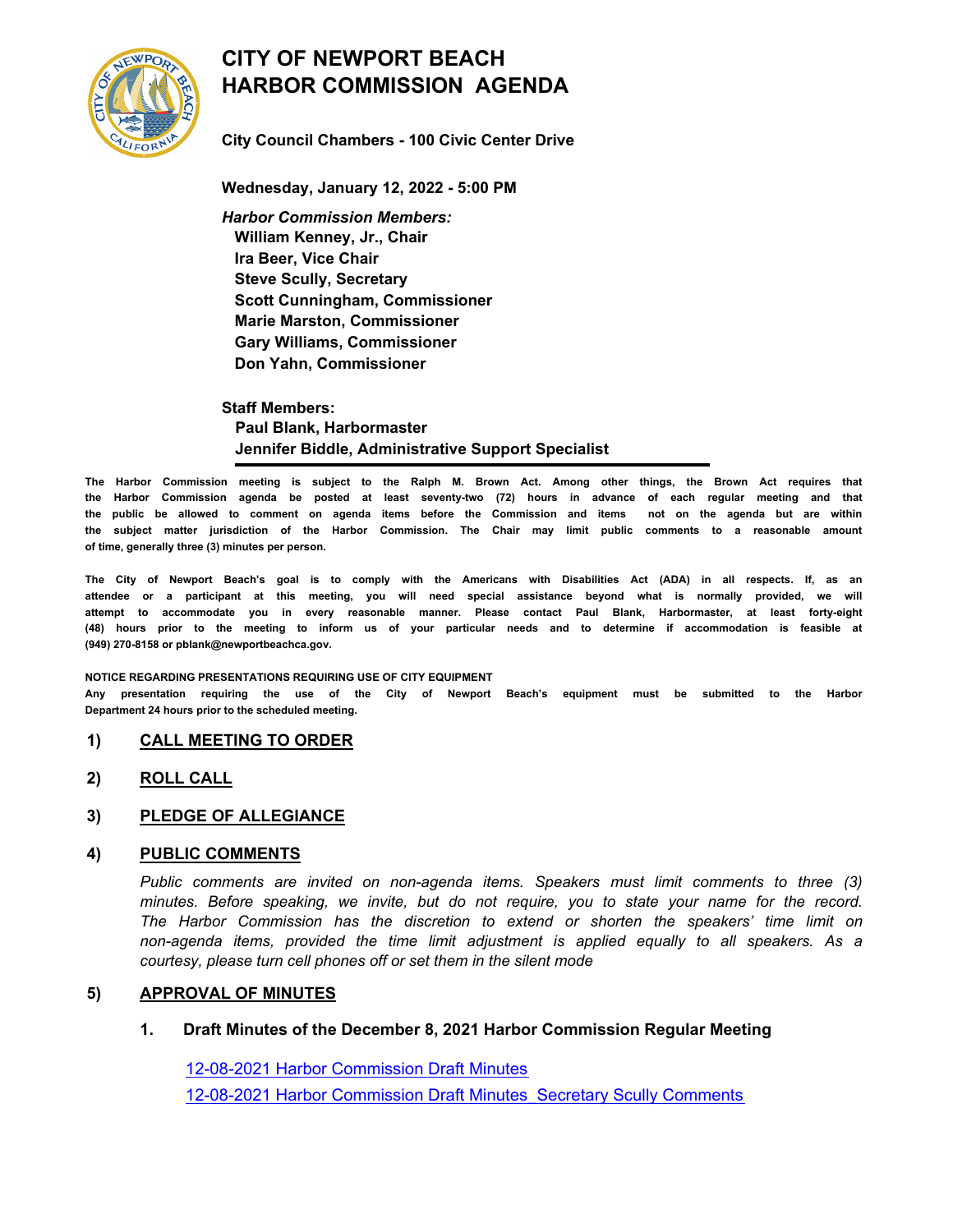# CITY OF NEWPORT BEACH
# HARBOR COMMISSION AGENDA

**City Council Chambers - 100 Civic Center Drive**

**Wednesday, January 12, 2022 - 5:00 PM**

***Harbor Commission Members:***

**William Kenney, Jr., Chair**
**Ira Beer, Vice Chair**
**Steve Scully, Secretary**
**Scott Cunningham, Commissioner**
**Marie Marston, Commissioner**
**Gary Williams, Commissioner**
**Don Yahn, Commissioner**

**Staff Members:**

**Paul Blank, Harbormaster**
**Jennifer Biddle, Administrative Support Specialist**

---

**The Harbor Commission meeting is subject to the Ralph M. Brown Act. Among other things, the Brown Act requires that the Harbor Commission agenda be posted at least seventy-two (72) hours in advance of each regular meeting and that the public be allowed to comment on agenda items before the Commission and items not on the agenda but are within the subject matter jurisdiction of the Harbor Commission. The Chair may limit public comments to a reasonable amount of time, generally three (3) minutes per person.**

**The City of Newport Beach's goal is to comply with the Americans with Disabilities Act (ADA) in all respects. If, as an attendee or a participant at this meeting, you will need special assistance beyond what is normally provided, we will attempt to accommodate you in every reasonable manner. Please contact Paul Blank, Harbormaster, at least forty-eight (48) hours prior to the meeting to inform us of your particular needs and to determine if accommodation is feasible at (949) 270-8158 or pblank@newportbeachca.gov.**

**NOTICE REGARDING PRESENTATIONS REQUIRING USE OF CITY EQUIPMENT**

**Any presentation requiring the use of the City of Newport Beach's equipment must be submitted to the Harbor Department 24 hours prior to the scheduled meeting.**

## 1) CALL MEETING TO ORDER

## 2) ROLL CALL

## 3) PLEDGE OF ALLEGIANCE

## 4) PUBLIC COMMENTS

*Public comments are invited on non-agenda items. Speakers must limit comments to three (3) minutes. Before speaking, we invite, but do not require, you to state your name for the record. The Harbor Commission has the discretion to extend or shorten the speakers' time limit on non-agenda items, provided the time limit adjustment is applied equally to all speakers. As a courtesy, please turn cell phones off or set them in the silent mode*

## 5) APPROVAL OF MINUTES

### 1. Draft Minutes of the December 8, 2021 Harbor Commission Regular Meeting

12-08-2021 Harbor Commission Draft Minutes

12-08-2021 Harbor Commission Draft Minutes_Secretary Scully Comments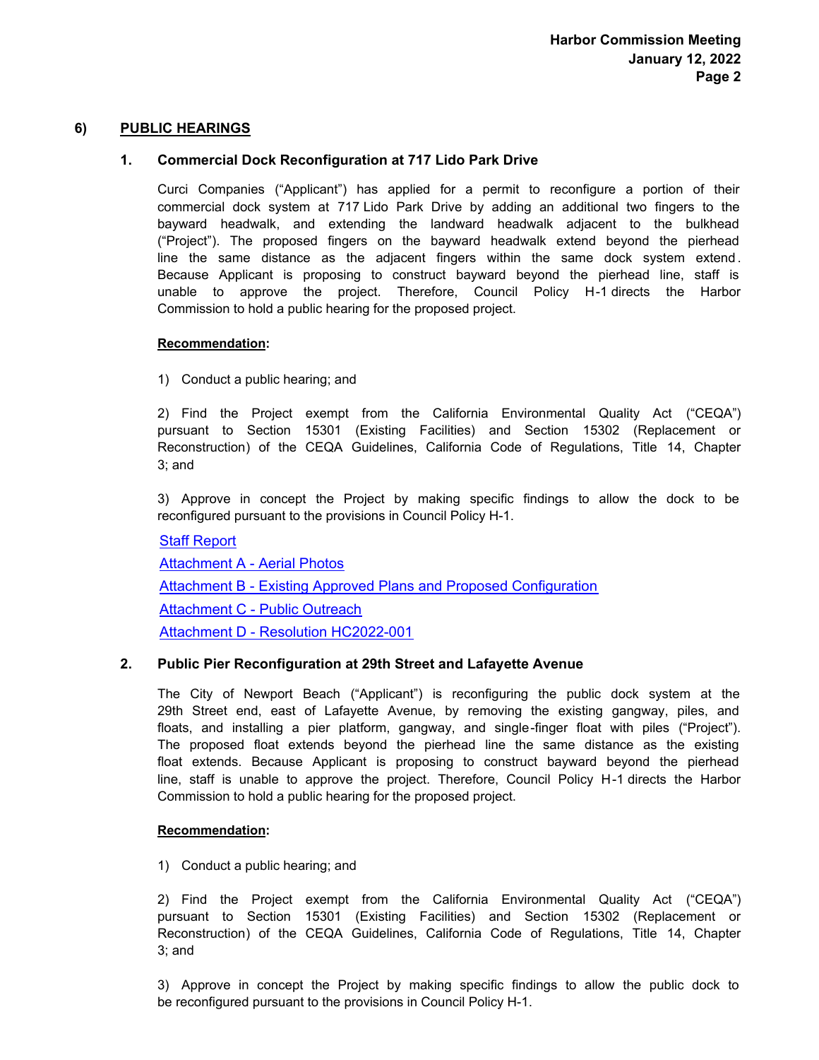## 6) PUBLIC HEARINGS

### 1. Commercial Dock Reconfiguration at 717 Lido Park Drive

Curci Companies ("Applicant") has applied for a permit to reconfigure a portion of their commercial dock system at 717 Lido Park Drive by adding an additional two fingers to the bayward headwalk, and extending the landward headwalk adjacent to the bulkhead ("Project"). The proposed fingers on the bayward headwalk extend beyond the pierhead line the same distance as the adjacent fingers within the same dock system extend. Because Applicant is proposing to construct bayward beyond the pierhead line, staff is unable to approve the project. Therefore, Council Policy H-1 directs the Harbor Commission to hold a public hearing for the proposed project.

**Recommendation:**

1) Conduct a public hearing; and

2) Find the Project exempt from the California Environmental Quality Act ("CEQA") pursuant to Section 15301 (Existing Facilities) and Section 15302 (Replacement or Reconstruction) of the CEQA Guidelines, California Code of Regulations, Title 14, Chapter 3; and

3) Approve in concept the Project by making specific findings to allow the dock to be reconfigured pursuant to the provisions in Council Policy H-1.

Staff Report

Attachment A - Aerial Photos

Attachment B - Existing Approved Plans and Proposed Configuration

Attachment C - Public Outreach

Attachment D - Resolution HC2022-001

### 2. Public Pier Reconfiguration at 29th Street and Lafayette Avenue

The City of Newport Beach ("Applicant") is reconfiguring the public dock system at the 29th Street end, east of Lafayette Avenue, by removing the existing gangway, piles, and floats, and installing a pier platform, gangway, and single-finger float with piles ("Project"). The proposed float extends beyond the pierhead line the same distance as the existing float extends. Because Applicant is proposing to construct bayward beyond the pierhead line, staff is unable to approve the project. Therefore, Council Policy H-1 directs the Harbor Commission to hold a public hearing for the proposed project.

**Recommendation:**

1) Conduct a public hearing; and

2) Find the Project exempt from the California Environmental Quality Act ("CEQA") pursuant to Section 15301 (Existing Facilities) and Section 15302 (Replacement or Reconstruction) of the CEQA Guidelines, California Code of Regulations, Title 14, Chapter 3; and

3) Approve in concept the Project by making specific findings to allow the public dock to be reconfigured pursuant to the provisions in Council Policy H-1.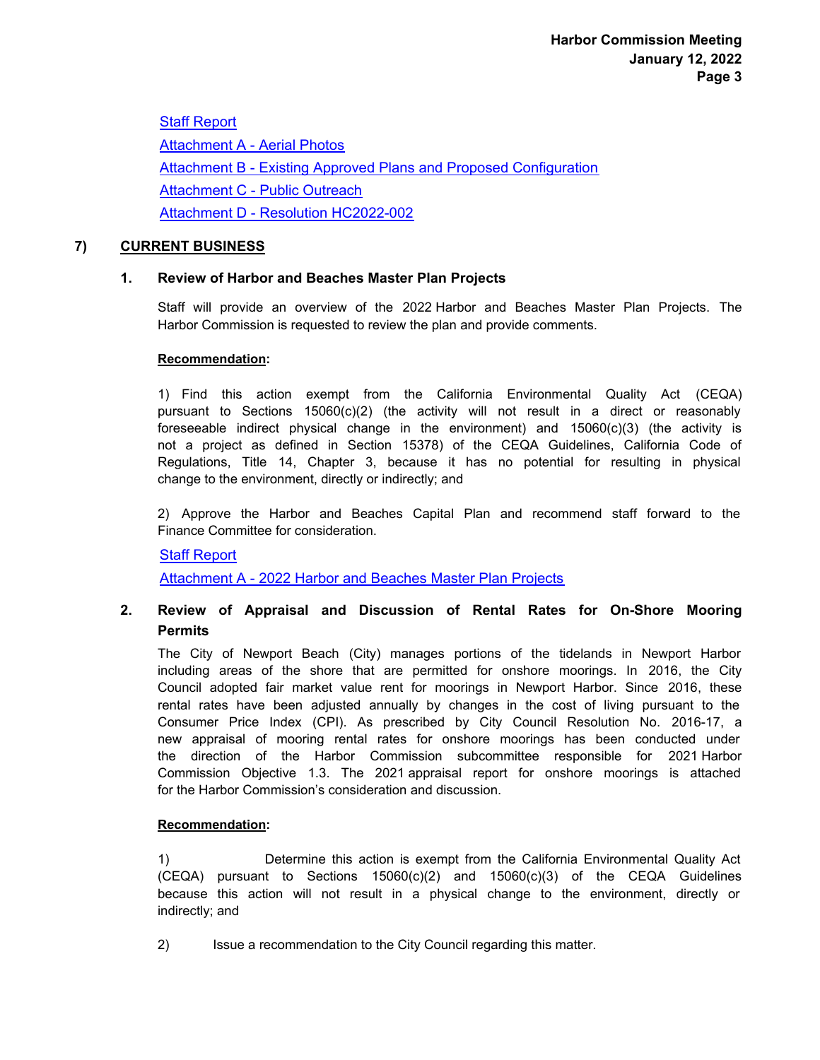Staff Report

Attachment A - Aerial Photos

Attachment B - Existing Approved Plans and Proposed Configuration

Attachment C - Public Outreach

Attachment D - Resolution HC2022-002

## 7) CURRENT BUSINESS

### 1. Review of Harbor and Beaches Master Plan Projects

Staff will provide an overview of the 2022 Harbor and Beaches Master Plan Projects. The Harbor Commission is requested to review the plan and provide comments.

**Recommendation:**

1) Find this action exempt from the California Environmental Quality Act (CEQA) pursuant to Sections 15060(c)(2) (the activity will not result in a direct or reasonably foreseeable indirect physical change in the environment) and 15060(c)(3) (the activity is not a project as defined in Section 15378) of the CEQA Guidelines, California Code of Regulations, Title 14, Chapter 3, because it has no potential for resulting in physical change to the environment, directly or indirectly; and

2) Approve the Harbor and Beaches Capital Plan and recommend staff forward to the Finance Committee for consideration.

Staff Report

Attachment A - 2022 Harbor and Beaches Master Plan Projects

### 2. Review of Appraisal and Discussion of Rental Rates for On-Shore Mooring Permits

The City of Newport Beach (City) manages portions of the tidelands in Newport Harbor including areas of the shore that are permitted for onshore moorings. In 2016, the City Council adopted fair market value rent for moorings in Newport Harbor. Since 2016, these rental rates have been adjusted annually by changes in the cost of living pursuant to the Consumer Price Index (CPI). As prescribed by City Council Resolution No. 2016-17, a new appraisal of mooring rental rates for onshore moorings has been conducted under the direction of the Harbor Commission subcommittee responsible for 2021 Harbor Commission Objective 1.3. The 2021 appraisal report for onshore moorings is attached for the Harbor Commission's consideration and discussion.

**Recommendation:**

1) Determine this action is exempt from the California Environmental Quality Act (CEQA) pursuant to Sections 15060(c)(2) and 15060(c)(3) of the CEQA Guidelines because this action will not result in a physical change to the environment, directly or indirectly; and

2) Issue a recommendation to the City Council regarding this matter.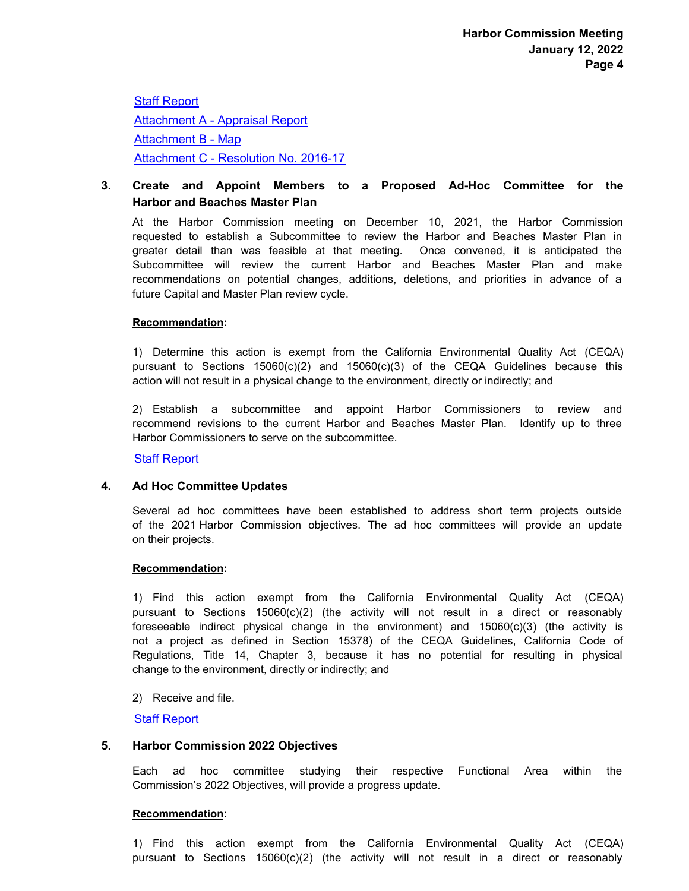Staff Report

Attachment A - Appraisal Report

Attachment B - Map

Attachment C - Resolution No. 2016-17

### 3. Create and Appoint Members to a Proposed Ad-Hoc Committee for the Harbor and Beaches Master Plan

At the Harbor Commission meeting on December 10, 2021, the Harbor Commission requested to establish a Subcommittee to review the Harbor and Beaches Master Plan in greater detail than was feasible at that meeting. Once convened, it is anticipated the Subcommittee will review the current Harbor and Beaches Master Plan and make recommendations on potential changes, additions, deletions, and priorities in advance of a future Capital and Master Plan review cycle.

**Recommendation:**

1) Determine this action is exempt from the California Environmental Quality Act (CEQA) pursuant to Sections 15060(c)(2) and 15060(c)(3) of the CEQA Guidelines because this action will not result in a physical change to the environment, directly or indirectly; and

2) Establish a subcommittee and appoint Harbor Commissioners to review and recommend revisions to the current Harbor and Beaches Master Plan. Identify up to three Harbor Commissioners to serve on the subcommittee.

Staff Report

### 4. Ad Hoc Committee Updates

Several ad hoc committees have been established to address short term projects outside of the 2021 Harbor Commission objectives. The ad hoc committees will provide an update on their projects.

**Recommendation:**

1) Find this action exempt from the California Environmental Quality Act (CEQA) pursuant to Sections 15060(c)(2) (the activity will not result in a direct or reasonably foreseeable indirect physical change in the environment) and 15060(c)(3) (the activity is not a project as defined in Section 15378) of the CEQA Guidelines, California Code of Regulations, Title 14, Chapter 3, because it has no potential for resulting in physical change to the environment, directly or indirectly; and

2) Receive and file.

Staff Report

### 5. Harbor Commission 2022 Objectives

Each ad hoc committee studying their respective Functional Area within the Commission's 2022 Objectives, will provide a progress update.

**Recommendation:**

1) Find this action exempt from the California Environmental Quality Act (CEQA) pursuant to Sections 15060(c)(2) (the activity will not result in a direct or reasonably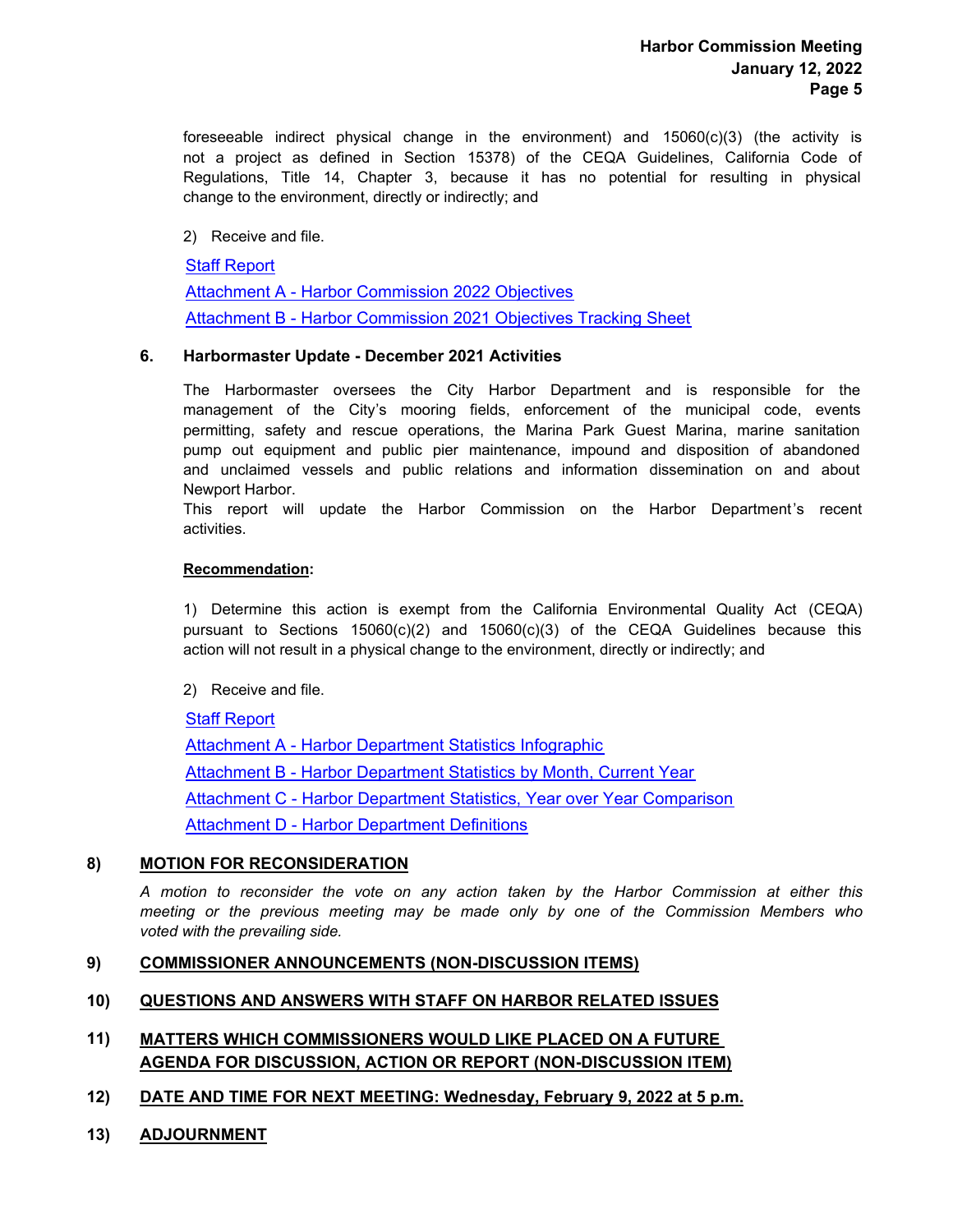foreseeable indirect physical change in the environment) and 15060(c)(3) (the activity is not a project as defined in Section 15378) of the CEQA Guidelines, California Code of Regulations, Title 14, Chapter 3, because it has no potential for resulting in physical change to the environment, directly or indirectly; and

2) Receive and file.

Staff Report

Attachment A - Harbor Commission 2022 Objectives

Attachment B - Harbor Commission 2021 Objectives Tracking Sheet

### 6. Harbormaster Update - December 2021 Activities

The Harbormaster oversees the City Harbor Department and is responsible for the management of the City's mooring fields, enforcement of the municipal code, events permitting, safety and rescue operations, the Marina Park Guest Marina, marine sanitation pump out equipment and public pier maintenance, impound and disposition of abandoned and unclaimed vessels and public relations and information dissemination on and about Newport Harbor.
This report will update the Harbor Commission on the Harbor Department's recent activities.

**Recommendation:**

1) Determine this action is exempt from the California Environmental Quality Act (CEQA) pursuant to Sections 15060(c)(2) and 15060(c)(3) of the CEQA Guidelines because this action will not result in a physical change to the environment, directly or indirectly; and

2) Receive and file.

Staff Report

Attachment A - Harbor Department Statistics Infographic

Attachment B - Harbor Department Statistics by Month, Current Year

Attachment C - Harbor Department Statistics, Year over Year Comparison

Attachment D - Harbor Department Definitions

## 8) MOTION FOR RECONSIDERATION

*A motion to reconsider the vote on any action taken by the Harbor Commission at either this meeting or the previous meeting may be made only by one of the Commission Members who voted with the prevailing side.*

## 9) COMMISSIONER ANNOUNCEMENTS (NON-DISCUSSION ITEMS)

## 10) QUESTIONS AND ANSWERS WITH STAFF ON HARBOR RELATED ISSUES

## 11) MATTERS WHICH COMMISSIONERS WOULD LIKE PLACED ON A FUTURE AGENDA FOR DISCUSSION, ACTION OR REPORT (NON-DISCUSSION ITEM)

## 12) DATE AND TIME FOR NEXT MEETING: Wednesday, February 9, 2022 at 5 p.m.

## 13) ADJOURNMENT